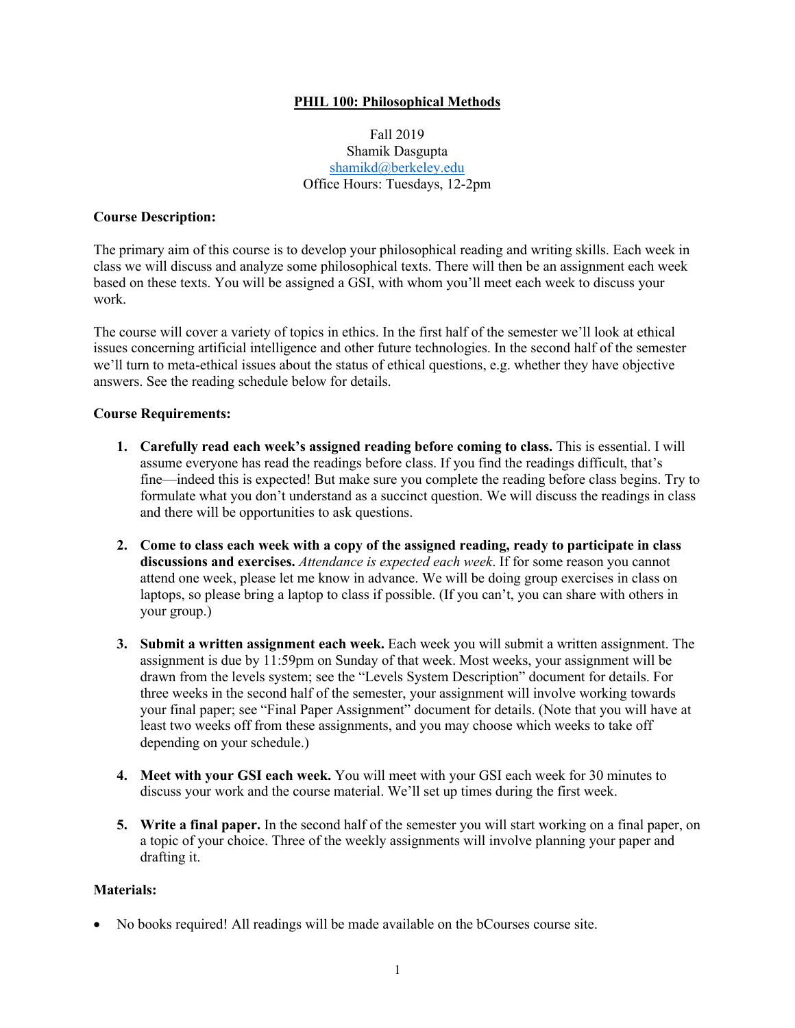# PHIL 100: Philosophical Methods

Fall 2019
Shamik Dasgupta
shamikd@berkeley.edu
Office Hours: Tuesdays, 12-2pm

**Course Description:**

The primary aim of this course is to develop your philosophical reading and writing skills. Each week in class we will discuss and analyze some philosophical texts. There will then be an assignment each week based on these texts. You will be assigned a GSI, with whom you'll meet each week to discuss your work.

The course will cover a variety of topics in ethics. In the first half of the semester we'll look at ethical issues concerning artificial intelligence and other future technologies. In the second half of the semester we'll turn to meta-ethical issues about the status of ethical questions, e.g. whether they have objective answers. See the reading schedule below for details.

**Course Requirements:**

1. **Carefully read each week's assigned reading before coming to class.** This is essential. I will assume everyone has read the readings before class. If you find the readings difficult, that's fine—indeed this is expected! But make sure you complete the reading before class begins. Try to formulate what you don't understand as a succinct question. We will discuss the readings in class and there will be opportunities to ask questions.

2. **Come to class each week with a copy of the assigned reading, ready to participate in class discussions and exercises.** *Attendance is expected each week*. If for some reason you cannot attend one week, please let me know in advance. We will be doing group exercises in class on laptops, so please bring a laptop to class if possible. (If you can't, you can share with others in your group.)

3. **Submit a written assignment each week.** Each week you will submit a written assignment. The assignment is due by 11:59pm on Sunday of that week. Most weeks, your assignment will be drawn from the levels system; see the "Levels System Description" document for details. For three weeks in the second half of the semester, your assignment will involve working towards your final paper; see "Final Paper Assignment" document for details. (Note that you will have at least two weeks off from these assignments, and you may choose which weeks to take off depending on your schedule.)

4. **Meet with your GSI each week.** You will meet with your GSI each week for 30 minutes to discuss your work and the course material. We'll set up times during the first week.

5. **Write a final paper.** In the second half of the semester you will start working on a final paper, on a topic of your choice. Three of the weekly assignments will involve planning your paper and drafting it.

**Materials:**

- No books required! All readings will be made available on the bCourses course site.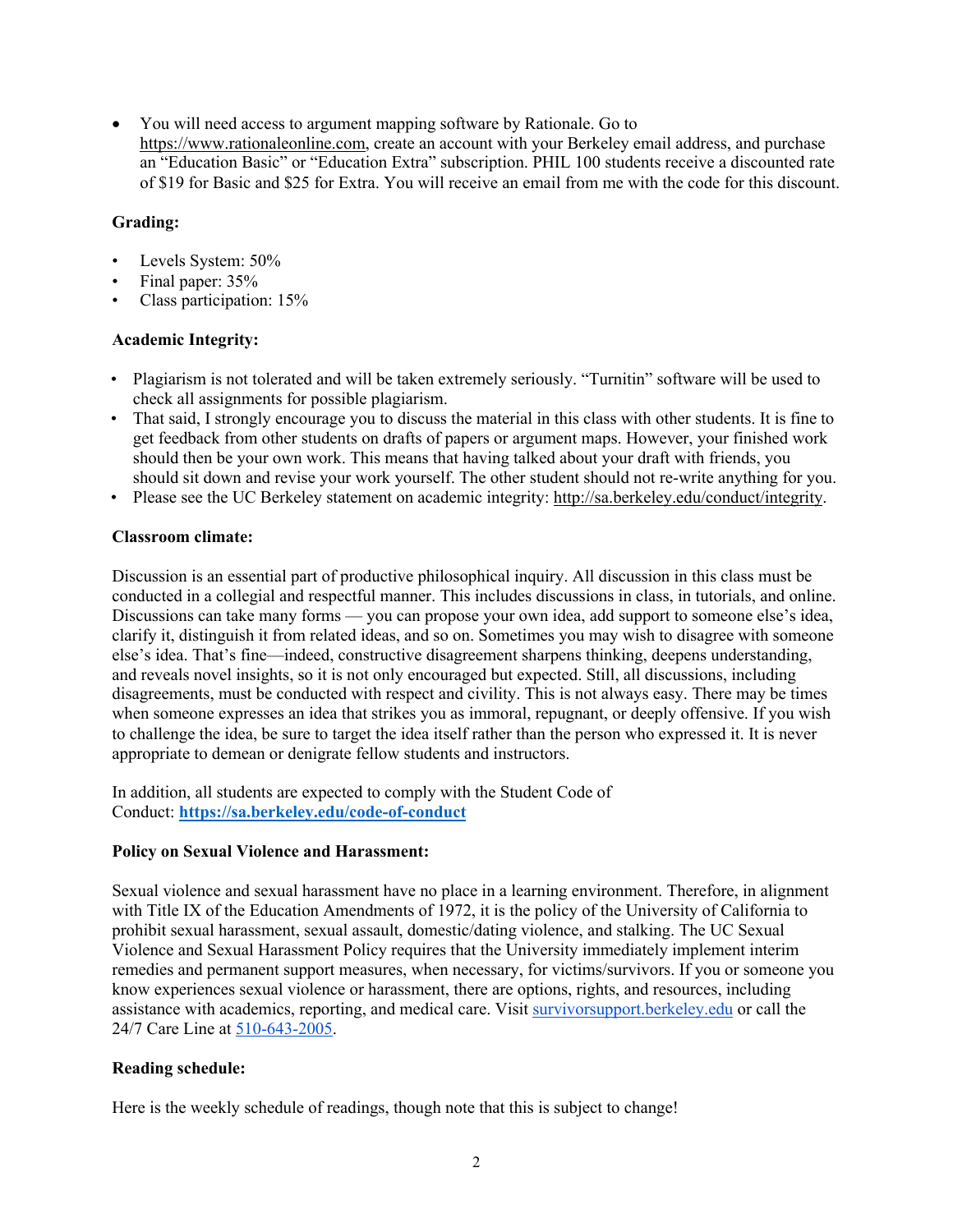- You will need access to argument mapping software by Rationale. Go to https://www.rationaleonline.com, create an account with your Berkeley email address, and purchase an "Education Basic" or "Education Extra" subscription. PHIL 100 students receive a discounted rate of $19 for Basic and $25 for Extra. You will receive an email from me with the code for this discount.

**Grading:**

- Levels System: 50%
- Final paper: 35%
- Class participation: 15%

**Academic Integrity:**

- Plagiarism is not tolerated and will be taken extremely seriously. "Turnitin" software will be used to check all assignments for possible plagiarism.
- That said, I strongly encourage you to discuss the material in this class with other students. It is fine to get feedback from other students on drafts of papers or argument maps. However, your finished work should then be your own work. This means that having talked about your draft with friends, you should sit down and revise your work yourself. The other student should not re-write anything for you.
- Please see the UC Berkeley statement on academic integrity: http://sa.berkeley.edu/conduct/integrity.

**Classroom climate:**

Discussion is an essential part of productive philosophical inquiry. All discussion in this class must be conducted in a collegial and respectful manner. This includes discussions in class, in tutorials, and online. Discussions can take many forms — you can propose your own idea, add support to someone else's idea, clarify it, distinguish it from related ideas, and so on. Sometimes you may wish to disagree with someone else's idea. That's fine—indeed, constructive disagreement sharpens thinking, deepens understanding, and reveals novel insights, so it is not only encouraged but expected. Still, all discussions, including disagreements, must be conducted with respect and civility. This is not always easy. There may be times when someone expresses an idea that strikes you as immoral, repugnant, or deeply offensive. If you wish to challenge the idea, be sure to target the idea itself rather than the person who expressed it. It is never appropriate to demean or denigrate fellow students and instructors.

In addition, all students are expected to comply with the Student Code of Conduct: **https://sa.berkeley.edu/code-of-conduct**

**Policy on Sexual Violence and Harassment:**

Sexual violence and sexual harassment have no place in a learning environment. Therefore, in alignment with Title IX of the Education Amendments of 1972, it is the policy of the University of California to prohibit sexual harassment, sexual assault, domestic/dating violence, and stalking. The UC Sexual Violence and Sexual Harassment Policy requires that the University immediately implement interim remedies and permanent support measures, when necessary, for victims/survivors. If you or someone you know experiences sexual violence or harassment, there are options, rights, and resources, including assistance with academics, reporting, and medical care. Visit survivorsupport.berkeley.edu or call the 24/7 Care Line at 510-643-2005.

**Reading schedule:**

Here is the weekly schedule of readings, though note that this is subject to change!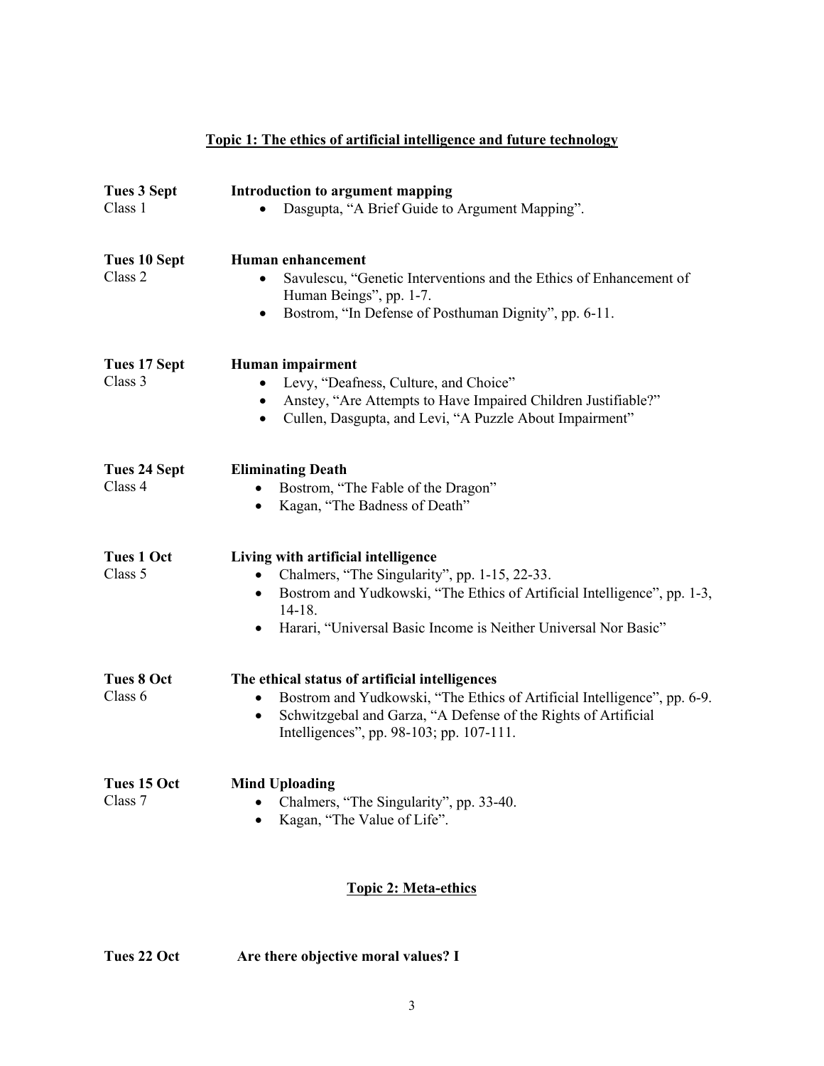## Topic 1: The ethics of artificial intelligence and future technology

**Tues 3 Sept**
Class 1

**Introduction to argument mapping**

- Dasgupta, "A Brief Guide to Argument Mapping".

**Tues 10 Sept**
Class 2

**Human enhancement**

- Savulescu, "Genetic Interventions and the Ethics of Enhancement of Human Beings", pp. 1-7.
- Bostrom, "In Defense of Posthuman Dignity", pp. 6-11.

**Tues 17 Sept**
Class 3

**Human impairment**

- Levy, "Deafness, Culture, and Choice"
- Anstey, "Are Attempts to Have Impaired Children Justifiable?"
- Cullen, Dasgupta, and Levi, "A Puzzle About Impairment"

**Tues 24 Sept**
Class 4

**Eliminating Death**

- Bostrom, "The Fable of the Dragon"
- Kagan, "The Badness of Death"

**Tues 1 Oct**
Class 5

**Living with artificial intelligence**

- Chalmers, "The Singularity", pp. 1-15, 22-33.
- Bostrom and Yudkowski, "The Ethics of Artificial Intelligence", pp. 1-3, 14-18.
- Harari, "Universal Basic Income is Neither Universal Nor Basic"

**Tues 8 Oct**
Class 6

**The ethical status of artificial intelligences**

- Bostrom and Yudkowski, "The Ethics of Artificial Intelligence", pp. 6-9.
- Schwitzgebal and Garza, "A Defense of the Rights of Artificial Intelligences", pp. 98-103; pp. 107-111.

**Tues 15 Oct**
Class 7

**Mind Uploading**

- Chalmers, "The Singularity", pp. 33-40.
- Kagan, "The Value of Life".

## Topic 2: Meta-ethics

**Tues 22 Oct**

**Are there objective moral values? I**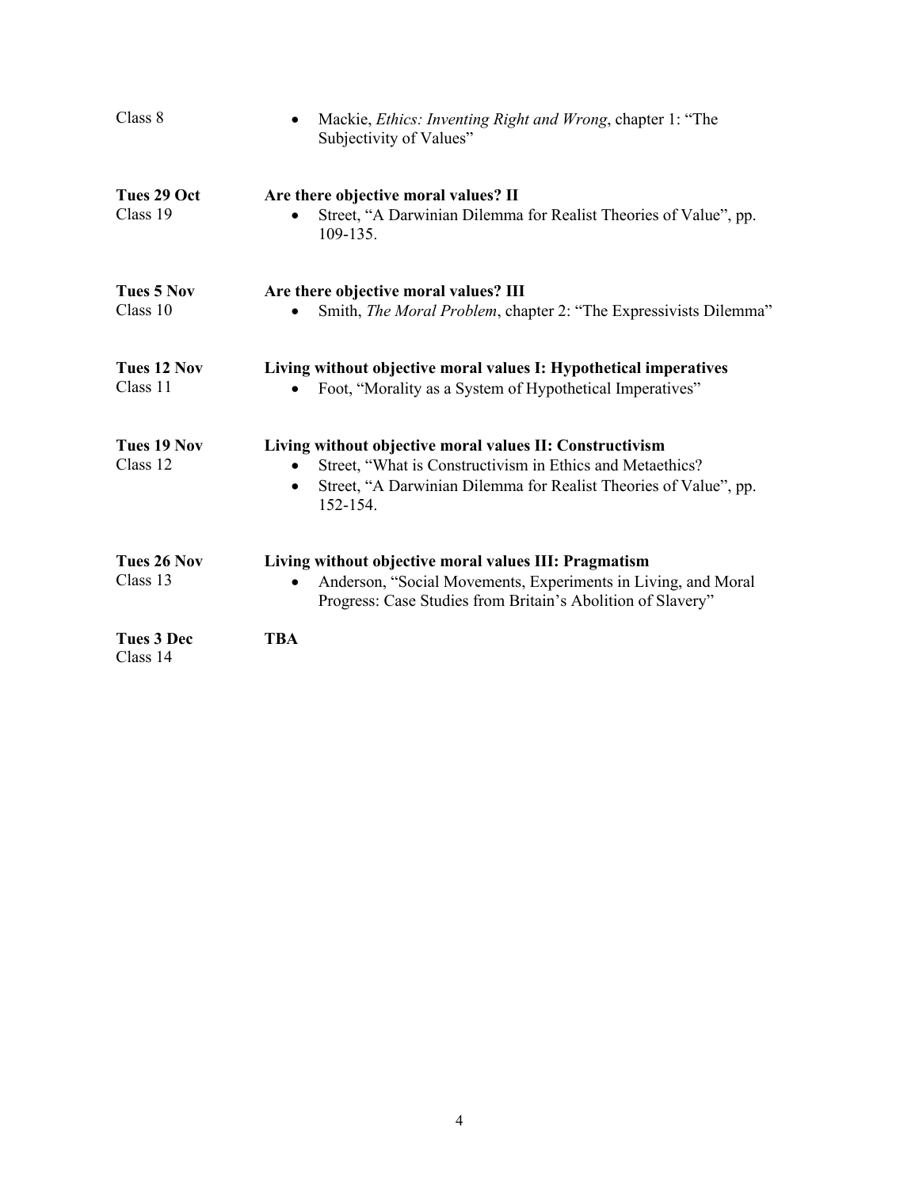| | | |
|---|---|---|
| Class 8 | | • Mackie, *Ethics: Inventing Right and Wrong*, chapter 1: "The Subjectivity of Values" |
| **Tues 29 Oct** Class 19 | **Are there objective moral values? II** | • Street, "A Darwinian Dilemma for Realist Theories of Value", pp. 109-135. |
| **Tues 5 Nov** Class 10 | **Are there objective moral values? III** | • Smith, *The Moral Problem*, chapter 2: "The Expressivists Dilemma" |
| **Tues 12 Nov** Class 11 | **Living without objective moral values I: Hypothetical imperatives** | • Foot, "Morality as a System of Hypothetical Imperatives" |
| **Tues 19 Nov** Class 12 | **Living without objective moral values II: Constructivism** | • Street, "What is Constructivism in Ethics and Metaethics? <br> • Street, "A Darwinian Dilemma for Realist Theories of Value", pp. 152-154. |
| **Tues 26 Nov** Class 13 | **Living without objective moral values III: Pragmatism** | • Anderson, "Social Movements, Experiments in Living, and Moral Progress: Case Studies from Britain's Abolition of Slavery" |
| **Tues 3 Dec** Class 14 | **TBA** | |